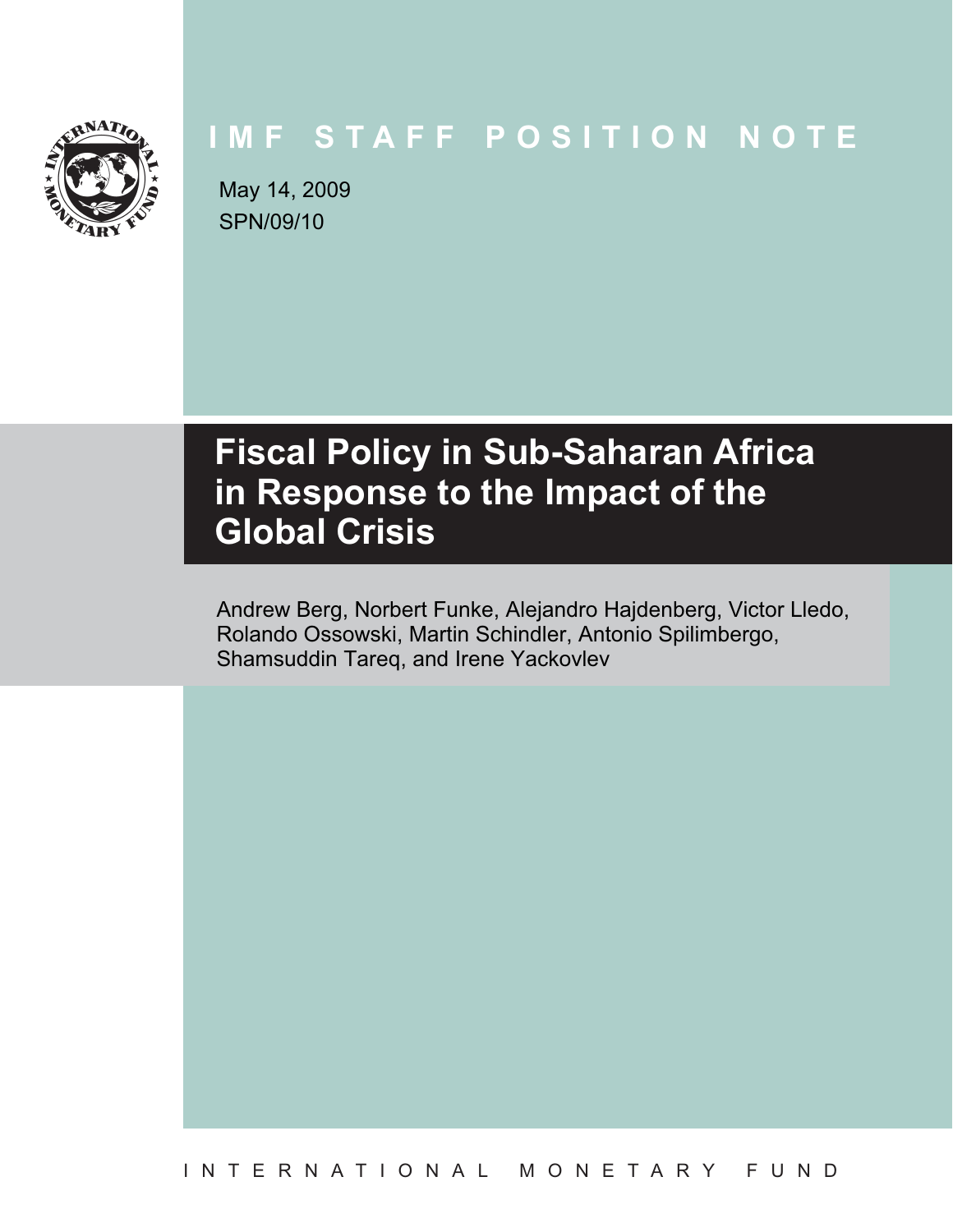# IMF STAFF POSITION NOTE

May 14, 2009
SPN/09/10

# Fiscal Policy in Sub-Saharan Africa in Response to the Impact of the Global Crisis

Andrew Berg, Norbert Funke, Alejandro Hajdenberg, Victor Lledo, Rolando Ossowski, Martin Schindler, Antonio Spilimbergo, Shamsuddin Tareq, and Irene Yackovlev

INTERNATIONAL MONETARY FUND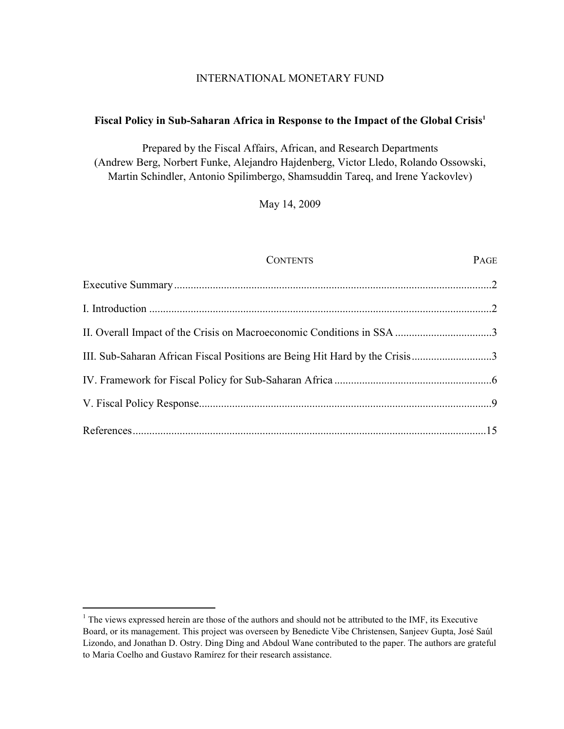INTERNATIONAL MONETARY FUND

**Fiscal Policy in Sub-Saharan Africa in Response to the Impact of the Global Crisis**[1]

Prepared by the Fiscal Affairs, African, and Research Departments
(Andrew Berg, Norbert Funke, Alejandro Hajdenberg, Victor Lledo, Rolando Ossowski, Martin Schindler, Antonio Spilimbergo, Shamsuddin Tareq, and Irene Yackovlev)

May 14, 2009

| CONTENTS | PAGE |
| --- | --- |
| Executive Summary | 2 |
| I. Introduction | 2 |
| II. Overall Impact of the Crisis on Macroeconomic Conditions in SSA | 3 |
| III. Sub-Saharan African Fiscal Positions are Being Hit Hard by the Crisis | 3 |
| IV. Framework for Fiscal Policy for Sub-Saharan Africa | 6 |
| V. Fiscal Policy Response | 9 |
| References | 15 |

[1] The views expressed herein are those of the authors and should not be attributed to the IMF, its Executive Board, or its management. This project was overseen by Benedicte Vibe Christensen, Sanjeev Gupta, José Saúl Lizondo, and Jonathan D. Ostry. Ding Ding and Abdoul Wane contributed to the paper. The authors are grateful to Maria Coelho and Gustavo Ramírez for their research assistance.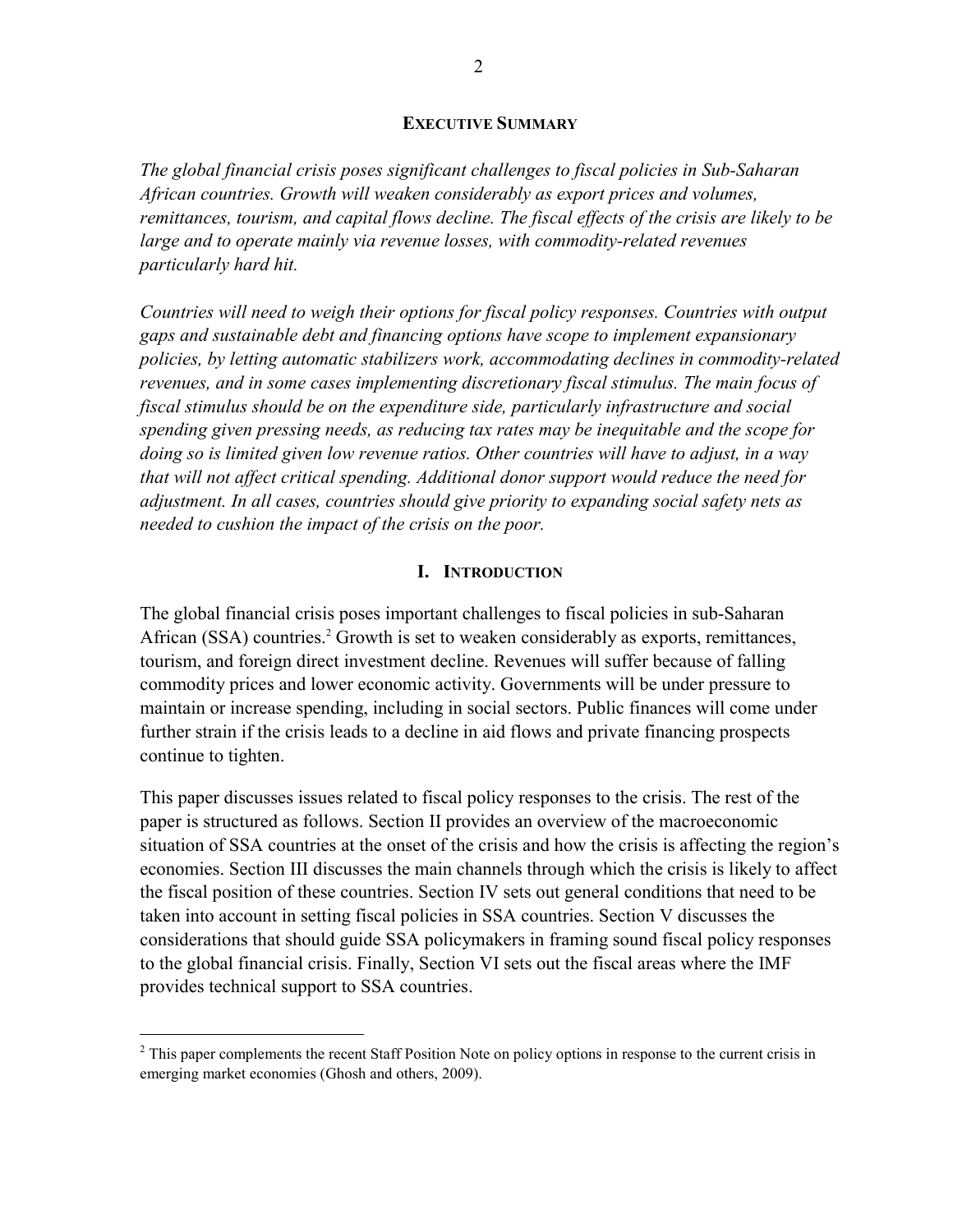## EXECUTIVE SUMMARY

*The global financial crisis poses significant challenges to fiscal policies in Sub-Saharan African countries. Growth will weaken considerably as export prices and volumes, remittances, tourism, and capital flows decline. The fiscal effects of the crisis are likely to be large and to operate mainly via revenue losses, with commodity-related revenues particularly hard hit.*

*Countries will need to weigh their options for fiscal policy responses. Countries with output gaps and sustainable debt and financing options have scope to implement expansionary policies, by letting automatic stabilizers work, accommodating declines in commodity-related revenues, and in some cases implementing discretionary fiscal stimulus. The main focus of fiscal stimulus should be on the expenditure side, particularly infrastructure and social spending given pressing needs, as reducing tax rates may be inequitable and the scope for doing so is limited given low revenue ratios. Other countries will have to adjust, in a way that will not affect critical spending. Additional donor support would reduce the need for adjustment. In all cases, countries should give priority to expanding social safety nets as needed to cushion the impact of the crisis on the poor.*

## I. INTRODUCTION

The global financial crisis poses important challenges to fiscal policies in sub-Saharan African (SSA) countries.[2] Growth is set to weaken considerably as exports, remittances, tourism, and foreign direct investment decline. Revenues will suffer because of falling commodity prices and lower economic activity. Governments will be under pressure to maintain or increase spending, including in social sectors. Public finances will come under further strain if the crisis leads to a decline in aid flows and private financing prospects continue to tighten.

This paper discusses issues related to fiscal policy responses to the crisis. The rest of the paper is structured as follows. Section II provides an overview of the macroeconomic situation of SSA countries at the onset of the crisis and how the crisis is affecting the region's economies. Section III discusses the main channels through which the crisis is likely to affect the fiscal position of these countries. Section IV sets out general conditions that need to be taken into account in setting fiscal policies in SSA countries. Section V discusses the considerations that should guide SSA policymakers in framing sound fiscal policy responses to the global financial crisis. Finally, Section VI sets out the fiscal areas where the IMF provides technical support to SSA countries.

[2] This paper complements the recent Staff Position Note on policy options in response to the current crisis in emerging market economies (Ghosh and others, 2009).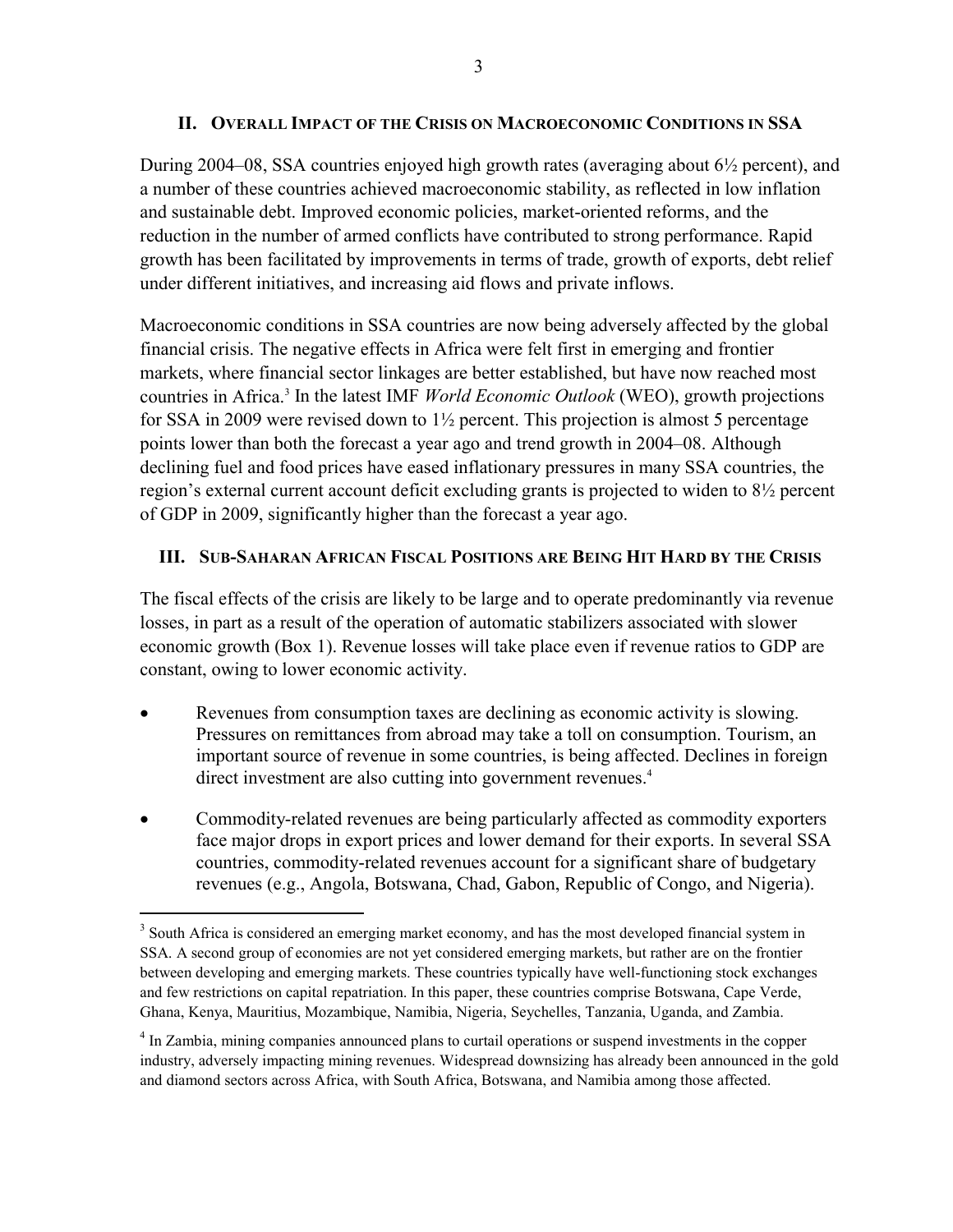## II. Overall Impact of the Crisis on Macroeconomic Conditions in SSA

During 2004–08, SSA countries enjoyed high growth rates (averaging about 6½ percent), and a number of these countries achieved macroeconomic stability, as reflected in low inflation and sustainable debt. Improved economic policies, market-oriented reforms, and the reduction in the number of armed conflicts have contributed to strong performance. Rapid growth has been facilitated by improvements in terms of trade, growth of exports, debt relief under different initiatives, and increasing aid flows and private inflows.

Macroeconomic conditions in SSA countries are now being adversely affected by the global financial crisis. The negative effects in Africa were felt first in emerging and frontier markets, where financial sector linkages are better established, but have now reached most countries in Africa.[3] In the latest IMF *World Economic Outlook* (WEO), growth projections for SSA in 2009 were revised down to 1½ percent. This projection is almost 5 percentage points lower than both the forecast a year ago and trend growth in 2004–08. Although declining fuel and food prices have eased inflationary pressures in many SSA countries, the region's external current account deficit excluding grants is projected to widen to 8½ percent of GDP in 2009, significantly higher than the forecast a year ago.

## III. Sub-Saharan African Fiscal Positions are Being Hit Hard by the Crisis

The fiscal effects of the crisis are likely to be large and to operate predominantly via revenue losses, in part as a result of the operation of automatic stabilizers associated with slower economic growth (Box 1). Revenue losses will take place even if revenue ratios to GDP are constant, owing to lower economic activity.

- Revenues from consumption taxes are declining as economic activity is slowing. Pressures on remittances from abroad may take a toll on consumption. Tourism, an important source of revenue in some countries, is being affected. Declines in foreign direct investment are also cutting into government revenues.[4]

- Commodity-related revenues are being particularly affected as commodity exporters face major drops in export prices and lower demand for their exports. In several SSA countries, commodity-related revenues account for a significant share of budgetary revenues (e.g., Angola, Botswana, Chad, Gabon, Republic of Congo, and Nigeria).

[3] South Africa is considered an emerging market economy, and has the most developed financial system in SSA. A second group of economies are not yet considered emerging markets, but rather are on the frontier between developing and emerging markets. These countries typically have well-functioning stock exchanges and few restrictions on capital repatriation. In this paper, these countries comprise Botswana, Cape Verde, Ghana, Kenya, Mauritius, Mozambique, Namibia, Nigeria, Seychelles, Tanzania, Uganda, and Zambia.

[4] In Zambia, mining companies announced plans to curtail operations or suspend investments in the copper industry, adversely impacting mining revenues. Widespread downsizing has already been announced in the gold and diamond sectors across Africa, with South Africa, Botswana, and Namibia among those affected.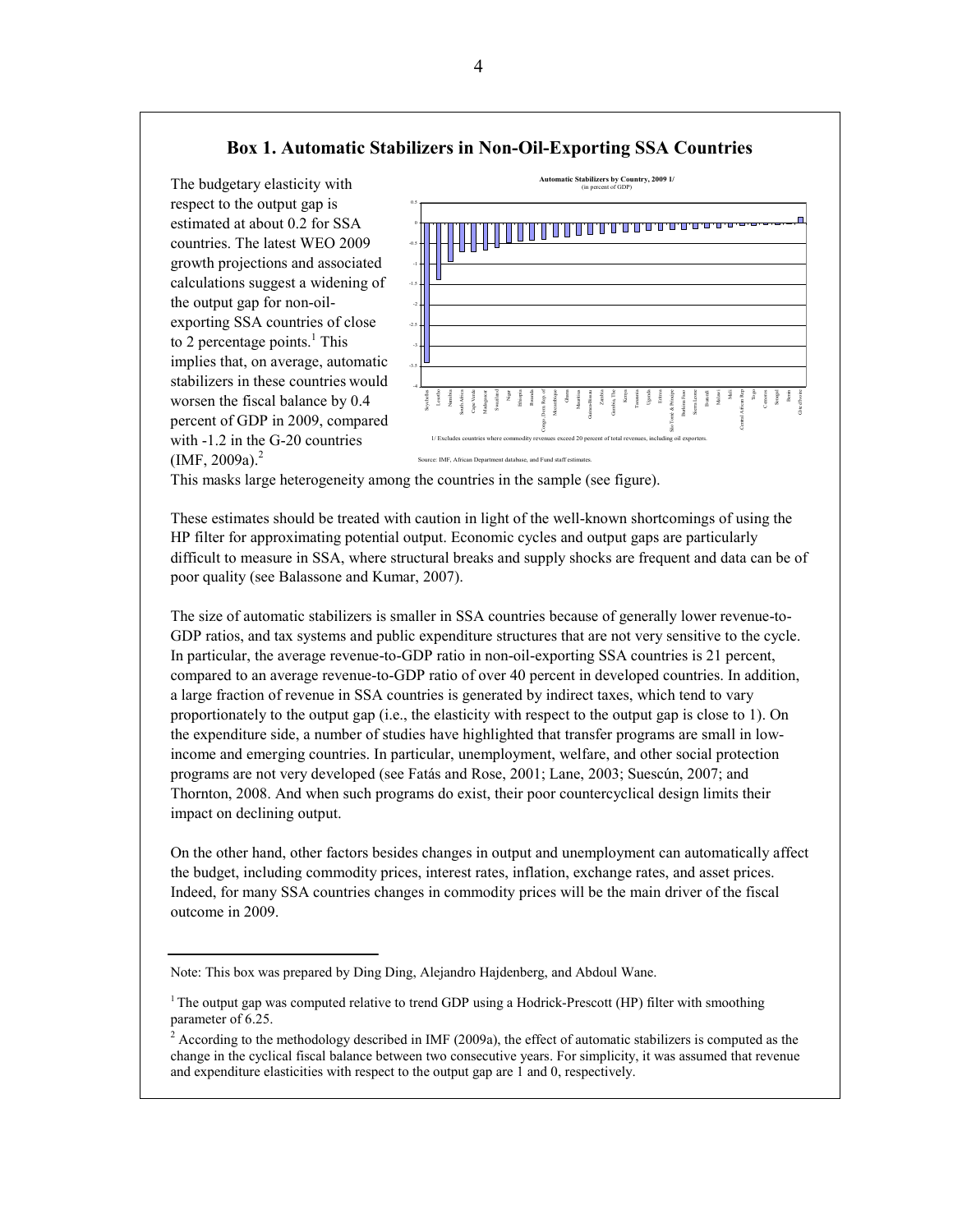## Box 1. Automatic Stabilizers in Non-Oil-Exporting SSA Countries

The budgetary elasticity with respect to the output gap is estimated at about 0.2 for SSA countries. The latest WEO 2009 growth projections and associated calculations suggest a widening of the output gap for non-oil-exporting SSA countries of close to 2 percentage points.[1] This implies that, on average, automatic stabilizers in these countries would worsen the fiscal balance by 0.4 percent of GDP in 2009, compared with -1.2 in the G-20 countries (IMF, 2009a).[2] This masks large heterogeneity among the countries in the sample (see figure).

Automatic Stabilizers by Country, 2009 1/
(in percent of GDP)

0.5
0
-0.5
-1
-1.5
-2
-2.5
-3
-3.5
-4

Seychelles, Lesotho, Namibia, South Africa, Cape Verde, Madagascar, Swaziland, Niger, Ethiopia, Rwanda, Congo, Dem. Rep. of, Mozambique, Ghana, Mauritius, Guinea-Bissau, Zambia, Gambia, The, Kenya, Tanzania, Uganda, Eritrea, São Tomé & Príncipe, Burkina Faso, Sierra Leone, Burundi, Malawi, Mali, Central African Rep., Togo, Comoros, Senegal, Benin, Côte d'Ivoire

1/ Excludes countries where commodity revenues exceed 20 percent of total revenues, including oil exporters.

Source: IMF, African Department database, and Fund staff estimates.

These estimates should be treated with caution in light of the well-known shortcomings of using the HP filter for approximating potential output. Economic cycles and output gaps are particularly difficult to measure in SSA, where structural breaks and supply shocks are frequent and data can be of poor quality (see Balassone and Kumar, 2007).

The size of automatic stabilizers is smaller in SSA countries because of generally lower revenue-to-GDP ratios, and tax systems and public expenditure structures that are not very sensitive to the cycle. In particular, the average revenue-to-GDP ratio in non-oil-exporting SSA countries is 21 percent, compared to an average revenue-to-GDP ratio of over 40 percent in developed countries. In addition, a large fraction of revenue in SSA countries is generated by indirect taxes, which tend to vary proportionately to the output gap (i.e., the elasticity with respect to the output gap is close to 1). On the expenditure side, a number of studies have highlighted that transfer programs are small in low-income and emerging countries. In particular, unemployment, welfare, and other social protection programs are not very developed (see Fatás and Rose, 2001; Lane, 2003; Suescún, 2007; and Thornton, 2008. And when such programs do exist, their poor countercyclical design limits their impact on declining output.

On the other hand, other factors besides changes in output and unemployment can automatically affect the budget, including commodity prices, interest rates, inflation, exchange rates, and asset prices. Indeed, for many SSA countries changes in commodity prices will be the main driver of the fiscal outcome in 2009.

---

Note: This box was prepared by Ding Ding, Alejandro Hajdenberg, and Abdoul Wane.

[1] The output gap was computed relative to trend GDP using a Hodrick-Prescott (HP) filter with smoothing parameter of 6.25.

[2] According to the methodology described in IMF (2009a), the effect of automatic stabilizers is computed as the change in the cyclical fiscal balance between two consecutive years. For simplicity, it was assumed that revenue and expenditure elasticities with respect to the output gap are 1 and 0, respectively.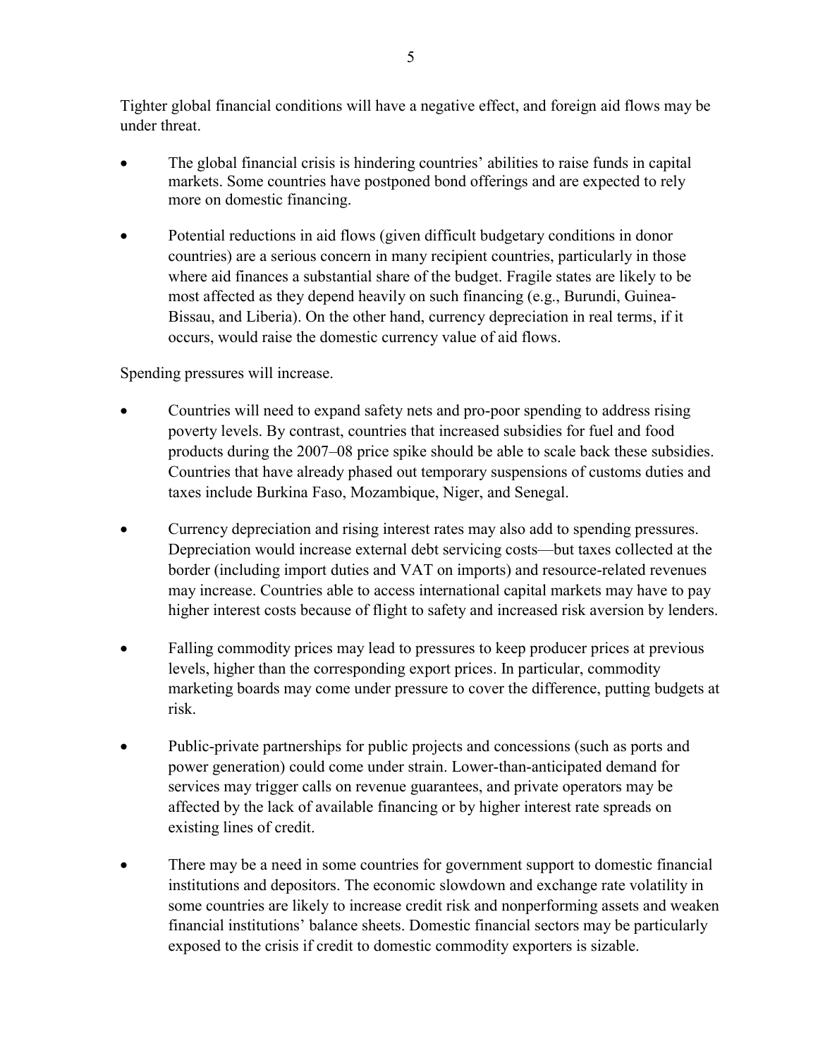Tighter global financial conditions will have a negative effect, and foreign aid flows may be under threat.

- The global financial crisis is hindering countries' abilities to raise funds in capital markets. Some countries have postponed bond offerings and are expected to rely more on domestic financing.
- Potential reductions in aid flows (given difficult budgetary conditions in donor countries) are a serious concern in many recipient countries, particularly in those where aid finances a substantial share of the budget. Fragile states are likely to be most affected as they depend heavily on such financing (e.g., Burundi, Guinea-Bissau, and Liberia). On the other hand, currency depreciation in real terms, if it occurs, would raise the domestic currency value of aid flows.

Spending pressures will increase.

- Countries will need to expand safety nets and pro-poor spending to address rising poverty levels. By contrast, countries that increased subsidies for fuel and food products during the 2007–08 price spike should be able to scale back these subsidies. Countries that have already phased out temporary suspensions of customs duties and taxes include Burkina Faso, Mozambique, Niger, and Senegal.
- Currency depreciation and rising interest rates may also add to spending pressures. Depreciation would increase external debt servicing costs—but taxes collected at the border (including import duties and VAT on imports) and resource-related revenues may increase. Countries able to access international capital markets may have to pay higher interest costs because of flight to safety and increased risk aversion by lenders.
- Falling commodity prices may lead to pressures to keep producer prices at previous levels, higher than the corresponding export prices. In particular, commodity marketing boards may come under pressure to cover the difference, putting budgets at risk.
- Public-private partnerships for public projects and concessions (such as ports and power generation) could come under strain. Lower-than-anticipated demand for services may trigger calls on revenue guarantees, and private operators may be affected by the lack of available financing or by higher interest rate spreads on existing lines of credit.
- There may be a need in some countries for government support to domestic financial institutions and depositors. The economic slowdown and exchange rate volatility in some countries are likely to increase credit risk and nonperforming assets and weaken financial institutions' balance sheets. Domestic financial sectors may be particularly exposed to the crisis if credit to domestic commodity exporters is sizable.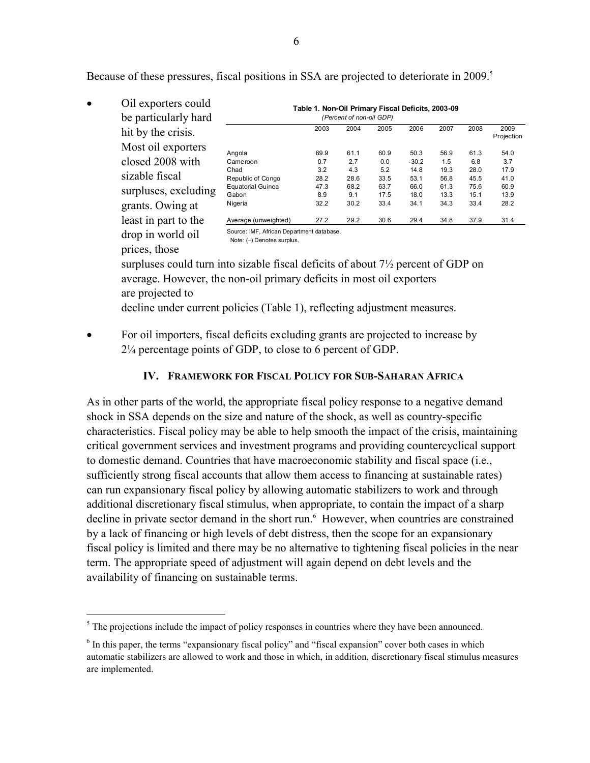Because of these pressures, fiscal positions in SSA are projected to deteriorate in 2009.[5]

- Oil exporters could be particularly hard hit by the crisis. Most oil exporters closed 2008 with sizable fiscal surpluses, excluding grants. Owing at least in part to the drop in world oil prices, those surpluses could turn into sizable fiscal deficits of about 7½ percent of GDP on average. However, the non-oil primary deficits in most oil exporters are projected to decline under current policies (Table 1), reflecting adjustment measures.

**Table 1. Non-Oil Primary Fiscal Deficits, 2003-09**
*(Percent of non-oil GDP)*

| | 2003 | 2004 | 2005 | 2006 | 2007 | 2008 | 2009 Projection |
|---|---|---|---|---|---|---|---|
| Angola | 69.9 | 61.1 | 60.9 | 50.3 | 56.9 | 61.3 | 54.0 |
| Cameroon | 0.7 | 2.7 | 0.0 | -30.2 | 1.5 | 6.8 | 3.7 |
| Chad | 3.2 | 4.3 | 5.2 | 14.8 | 19.3 | 28.0 | 17.9 |
| Republic of Congo | 28.2 | 28.6 | 33.5 | 53.1 | 56.8 | 45.5 | 41.0 |
| Equatorial Guinea | 47.3 | 68.2 | 63.7 | 66.0 | 61.3 | 75.6 | 60.9 |
| Gabon | 8.9 | 9.1 | 17.5 | 18.0 | 13.3 | 15.1 | 13.9 |
| Nigeria | 32.2 | 30.2 | 33.4 | 34.1 | 34.3 | 33.4 | 28.2 |
| Average (unweighted) | 27.2 | 29.2 | 30.6 | 29.4 | 34.8 | 37.9 | 31.4 |

Source: IMF, African Department database.
Note: (−) Denotes surplus.

- For oil importers, fiscal deficits excluding grants are projected to increase by 2¼ percentage points of GDP, to close to 6 percent of GDP.

## IV. Framework for Fiscal Policy for Sub-Saharan Africa

As in other parts of the world, the appropriate fiscal policy response to a negative demand shock in SSA depends on the size and nature of the shock, as well as country-specific characteristics. Fiscal policy may be able to help smooth the impact of the crisis, maintaining critical government services and investment programs and providing countercyclical support to domestic demand. Countries that have macroeconomic stability and fiscal space (i.e., sufficiently strong fiscal accounts that allow them access to financing at sustainable rates) can run expansionary fiscal policy by allowing automatic stabilizers to work and through additional discretionary fiscal stimulus, when appropriate, to contain the impact of a sharp decline in private sector demand in the short run.[6] However, when countries are constrained by a lack of financing or high levels of debt distress, then the scope for an expansionary fiscal policy is limited and there may be no alternative to tightening fiscal policies in the near term. The appropriate speed of adjustment will again depend on debt levels and the availability of financing on sustainable terms.

[5] The projections include the impact of policy responses in countries where they have been announced.

[6] In this paper, the terms "expansionary fiscal policy" and "fiscal expansion" cover both cases in which automatic stabilizers are allowed to work and those in which, in addition, discretionary fiscal stimulus measures are implemented.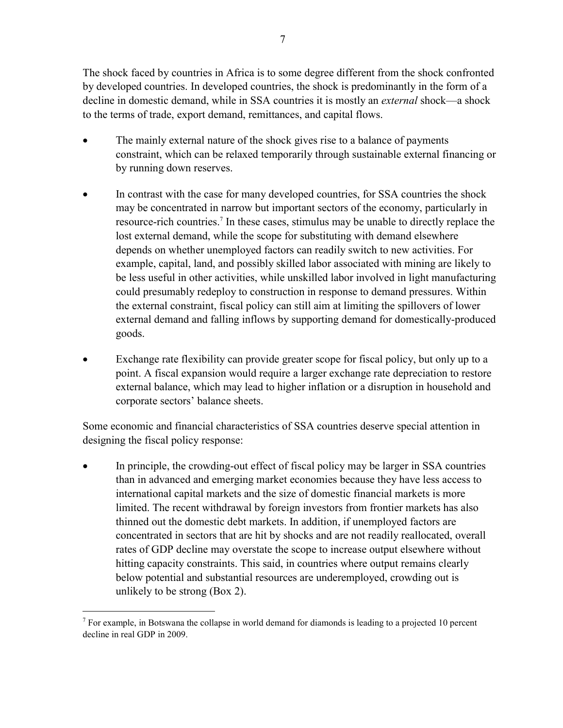The shock faced by countries in Africa is to some degree different from the shock confronted by developed countries. In developed countries, the shock is predominantly in the form of a decline in domestic demand, while in SSA countries it is mostly an *external* shock—a shock to the terms of trade, export demand, remittances, and capital flows.

- The mainly external nature of the shock gives rise to a balance of payments constraint, which can be relaxed temporarily through sustainable external financing or by running down reserves.
- In contrast with the case for many developed countries, for SSA countries the shock may be concentrated in narrow but important sectors of the economy, particularly in resource-rich countries.[7] In these cases, stimulus may be unable to directly replace the lost external demand, while the scope for substituting with demand elsewhere depends on whether unemployed factors can readily switch to new activities. For example, capital, land, and possibly skilled labor associated with mining are likely to be less useful in other activities, while unskilled labor involved in light manufacturing could presumably redeploy to construction in response to demand pressures. Within the external constraint, fiscal policy can still aim at limiting the spillovers of lower external demand and falling inflows by supporting demand for domestically-produced goods.
- Exchange rate flexibility can provide greater scope for fiscal policy, but only up to a point. A fiscal expansion would require a larger exchange rate depreciation to restore external balance, which may lead to higher inflation or a disruption in household and corporate sectors' balance sheets.

Some economic and financial characteristics of SSA countries deserve special attention in designing the fiscal policy response:

- In principle, the crowding-out effect of fiscal policy may be larger in SSA countries than in advanced and emerging market economies because they have less access to international capital markets and the size of domestic financial markets is more limited. The recent withdrawal by foreign investors from frontier markets has also thinned out the domestic debt markets. In addition, if unemployed factors are concentrated in sectors that are hit by shocks and are not readily reallocated, overall rates of GDP decline may overstate the scope to increase output elsewhere without hitting capacity constraints. This said, in countries where output remains clearly below potential and substantial resources are underemployed, crowding out is unlikely to be strong (Box 2).

[7] For example, in Botswana the collapse in world demand for diamonds is leading to a projected 10 percent decline in real GDP in 2009.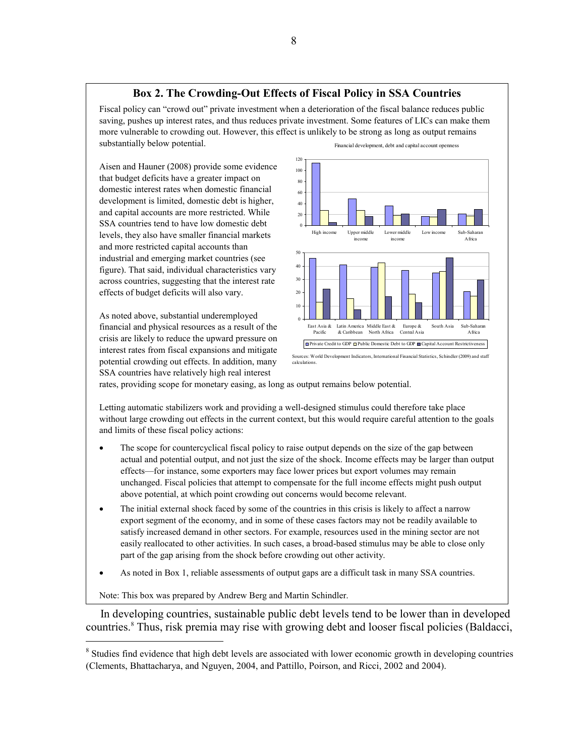## Box 2. The Crowding-Out Effects of Fiscal Policy in SSA Countries

Fiscal policy can "crowd out" private investment when a deterioration of the fiscal balance reduces public saving, pushes up interest rates, and thus reduces private investment. Some features of LICs can make them more vulnerable to crowding out. However, this effect is unlikely to be strong as long as output remains substantially below potential.

Aisen and Hauner (2008) provide some evidence that budget deficits have a greater impact on domestic interest rates when domestic financial development is limited, domestic debt is higher, and capital accounts are more restricted. While SSA countries tend to have low domestic debt levels, they also have smaller financial markets and more restricted capital accounts than industrial and emerging market countries (see figure). That said, individual characteristics vary across countries, suggesting that the interest rate effects of budget deficits will also vary.

Financial development, debt and capital account openness

Sources: World Development Indicators, International Financial Statistics, Schindler (2009) and staff calculations.

As noted above, substantial underemployed financial and physical resources as a result of the crisis are likely to reduce the upward pressure on interest rates from fiscal expansions and mitigate potential crowding out effects. In addition, many SSA countries have relatively high real interest rates, providing scope for monetary easing, as long as output remains below potential.

Letting automatic stabilizers work and providing a well-designed stimulus could therefore take place without large crowding out effects in the current context, but this would require careful attention to the goals and limits of these fiscal policy actions:

- The scope for countercyclical fiscal policy to raise output depends on the size of the gap between actual and potential output, and not just the size of the shock. Income effects may be larger than output effects—for instance, some exporters may face lower prices but export volumes may remain unchanged. Fiscal policies that attempt to compensate for the full income effects might push output above potential, at which point crowding out concerns would become relevant.
- The initial external shock faced by some of the countries in this crisis is likely to affect a narrow export segment of the economy, and in some of these cases factors may not be readily available to satisfy increased demand in other sectors. For example, resources used in the mining sector are not easily reallocated to other activities. In such cases, a broad-based stimulus may be able to close only part of the gap arising from the shock before crowding out other activity.
- As noted in Box 1, reliable assessments of output gaps are a difficult task in many SSA countries.

Note: This box was prepared by Andrew Berg and Martin Schindler.

In developing countries, sustainable public debt levels tend to be lower than in developed countries.[8] Thus, risk premia may rise with growing debt and looser fiscal policies (Baldacci,

[8] Studies find evidence that high debt levels are associated with lower economic growth in developing countries (Clements, Bhattacharya, and Nguyen, 2004, and Pattillo, Poirson, and Ricci, 2002 and 2004).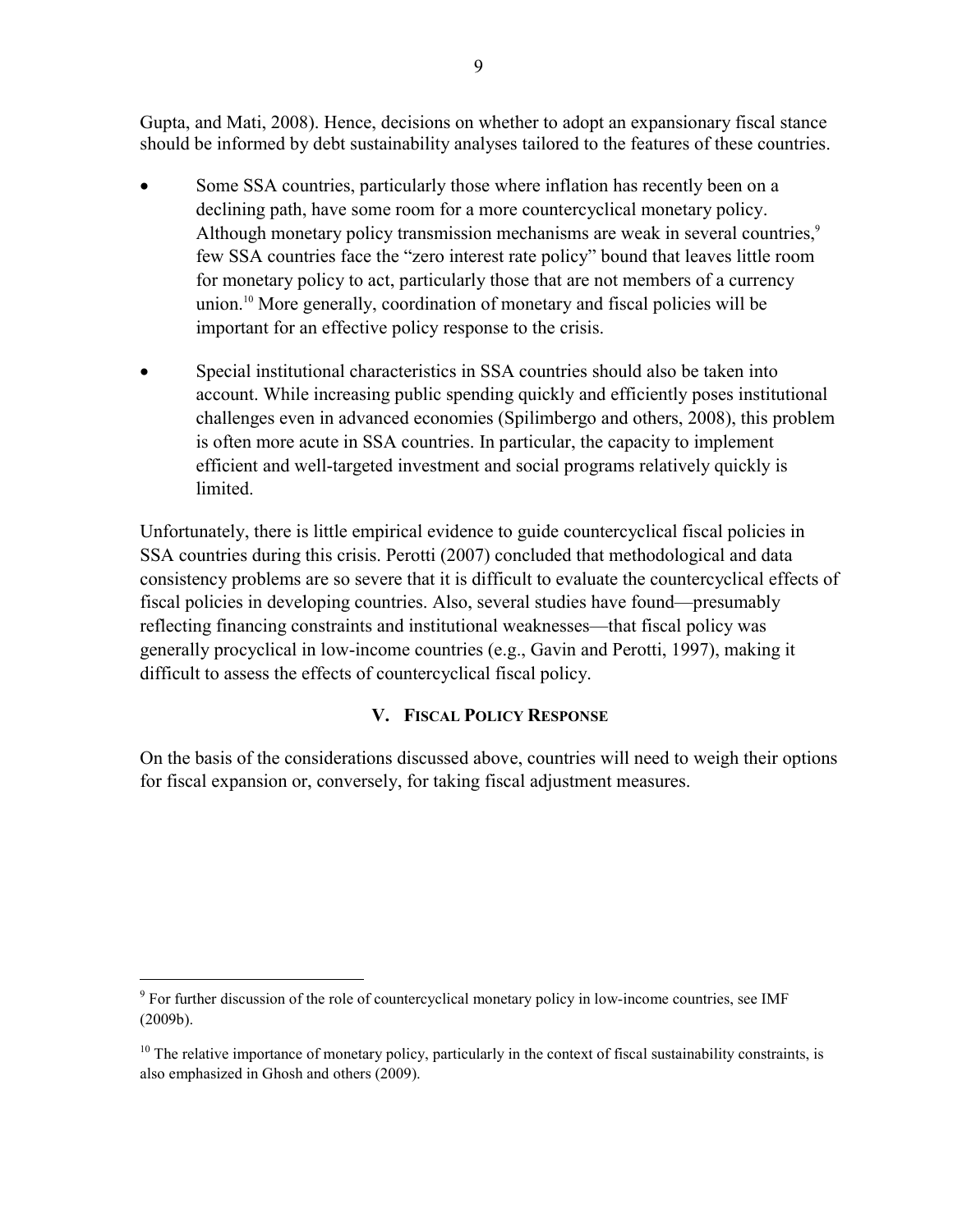Gupta, and Mati, 2008). Hence, decisions on whether to adopt an expansionary fiscal stance should be informed by debt sustainability analyses tailored to the features of these countries.

- Some SSA countries, particularly those where inflation has recently been on a declining path, have some room for a more countercyclical monetary policy. Although monetary policy transmission mechanisms are weak in several countries,[9] few SSA countries face the "zero interest rate policy" bound that leaves little room for monetary policy to act, particularly those that are not members of a currency union.[10] More generally, coordination of monetary and fiscal policies will be important for an effective policy response to the crisis.

- Special institutional characteristics in SSA countries should also be taken into account. While increasing public spending quickly and efficiently poses institutional challenges even in advanced economies (Spilimbergo and others, 2008), this problem is often more acute in SSA countries. In particular, the capacity to implement efficient and well-targeted investment and social programs relatively quickly is limited.

Unfortunately, there is little empirical evidence to guide countercyclical fiscal policies in SSA countries during this crisis. Perotti (2007) concluded that methodological and data consistency problems are so severe that it is difficult to evaluate the countercyclical effects of fiscal policies in developing countries. Also, several studies have found—presumably reflecting financing constraints and institutional weaknesses—that fiscal policy was generally procyclical in low-income countries (e.g., Gavin and Perotti, 1997), making it difficult to assess the effects of countercyclical fiscal policy.

## V. Fiscal Policy Response

On the basis of the considerations discussed above, countries will need to weigh their options for fiscal expansion or, conversely, for taking fiscal adjustment measures.

[9] For further discussion of the role of countercyclical monetary policy in low-income countries, see IMF (2009b).

[10] The relative importance of monetary policy, particularly in the context of fiscal sustainability constraints, is also emphasized in Ghosh and others (2009).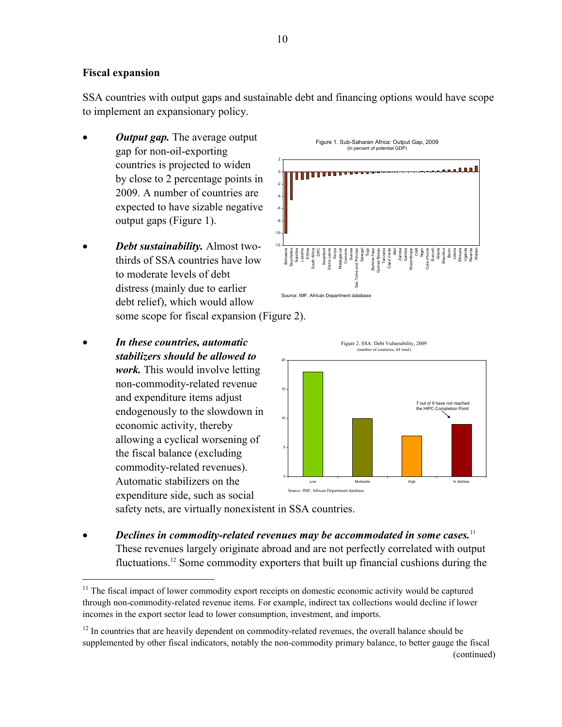## Fiscal expansion

SSA countries with output gaps and sustainable debt and financing options would have scope to implement an expansionary policy.

- ***Output gap.*** The average output gap for non-oil-exporting countries is projected to widen by close to 2 percentage points in 2009. A number of countries are expected to have sizable negative output gaps (Figure 1).

Figure 1. Sub-Saharan Africa: Output Gap, 2009
(in percent of potential GDP)

2
0
-2
-4
-6
-8
-10
-12

Botswana
Seychelles
Namibia
Lesotho
Eritrea
South Africa
DRC
Swaziland
Sierra Leone
Kenya
Madagascar
Comoros
Guinea
Sao Tome and Principe
Senegal
Togo
Burkina Faso
Guinea Bissau
Tanzania
Cape Verde
Mali
Zambia
Gambia
Mozambique
CAR
Niger
Cote d'Ivoire
Burundi
Ghana
Mauritius
Benin
Liberia
Ethiopia
Uganda
Rwanda
Malawi

Source: IMF, African Department database

- ***Debt sustainability.*** Almost two-thirds of SSA countries have low to moderate levels of debt distress (mainly due to earlier debt relief), which would allow some scope for fiscal expansion (Figure 2).

Figure 2. SSA: Debt Vulnerability, 2009
(number of countries, 44 total)

20
15
10
5
0

Low
Moderate
High
In distress

7 out of 9 have not reached the HIPC Completion Point

Source: IMF, African Department database.

- ***In these countries, automatic stabilizers should be allowed to work.*** This would involve letting non-commodity-related revenue and expenditure items adjust endogenously to the slowdown in economic activity, thereby allowing a cyclical worsening of the fiscal balance (excluding commodity-related revenues). Automatic stabilizers on the expenditure side, such as social safety nets, are virtually nonexistent in SSA countries.

- ***Declines in commodity-related revenues may be accommodated in some cases.***[11] These revenues largely originate abroad and are not perfectly correlated with output fluctuations.[12] Some commodity exporters that built up financial cushions during the

[11] The fiscal impact of lower commodity export receipts on domestic economic activity would be captured through non-commodity-related revenue items. For example, indirect tax collections would decline if lower incomes in the export sector lead to lower consumption, investment, and imports.

[12] In countries that are heavily dependent on commodity-related revenues, the overall balance should be supplemented by other fiscal indicators, notably the non-commodity primary balance, to better gauge the fiscal (continued)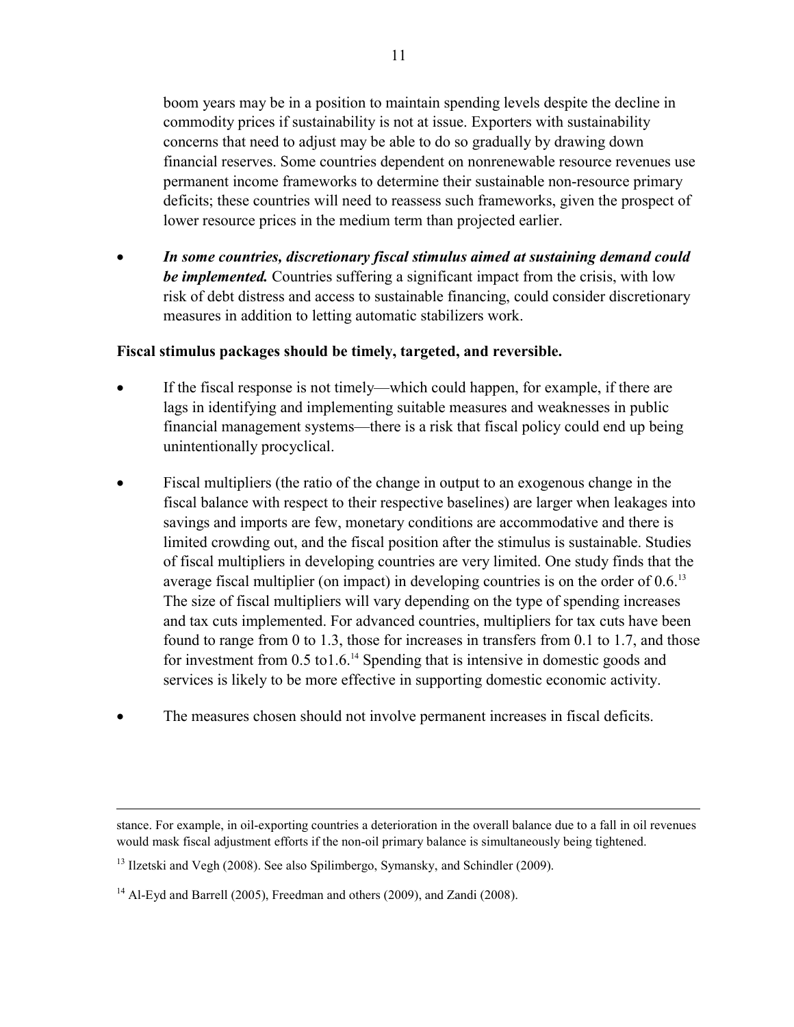boom years may be in a position to maintain spending levels despite the decline in commodity prices if sustainability is not at issue. Exporters with sustainability concerns that need to adjust may be able to do so gradually by drawing down financial reserves. Some countries dependent on nonrenewable resource revenues use permanent income frameworks to determine their sustainable non-resource primary deficits; these countries will need to reassess such frameworks, given the prospect of lower resource prices in the medium term than projected earlier.

- ***In some countries, discretionary fiscal stimulus aimed at sustaining demand could be implemented.*** Countries suffering a significant impact from the crisis, with low risk of debt distress and access to sustainable financing, could consider discretionary measures in addition to letting automatic stabilizers work.

**Fiscal stimulus packages should be timely, targeted, and reversible.**

- If the fiscal response is not timely—which could happen, for example, if there are lags in identifying and implementing suitable measures and weaknesses in public financial management systems—there is a risk that fiscal policy could end up being unintentionally procyclical.

- Fiscal multipliers (the ratio of the change in output to an exogenous change in the fiscal balance with respect to their respective baselines) are larger when leakages into savings and imports are few, monetary conditions are accommodative and there is limited crowding out, and the fiscal position after the stimulus is sustainable. Studies of fiscal multipliers in developing countries are very limited. One study finds that the average fiscal multiplier (on impact) in developing countries is on the order of 0.6.[13] The size of fiscal multipliers will vary depending on the type of spending increases and tax cuts implemented. For advanced countries, multipliers for tax cuts have been found to range from 0 to 1.3, those for increases in transfers from 0.1 to 1.7, and those for investment from 0.5 to1.6.[14] Spending that is intensive in domestic goods and services is likely to be more effective in supporting domestic economic activity.

- The measures chosen should not involve permanent increases in fiscal deficits.

---

stance. For example, in oil-exporting countries a deterioration in the overall balance due to a fall in oil revenues would mask fiscal adjustment efforts if the non-oil primary balance is simultaneously being tightened.

[13] Ilzetski and Vegh (2008). See also Spilimbergo, Symansky, and Schindler (2009).

[14] Al-Eyd and Barrell (2005), Freedman and others (2009), and Zandi (2008).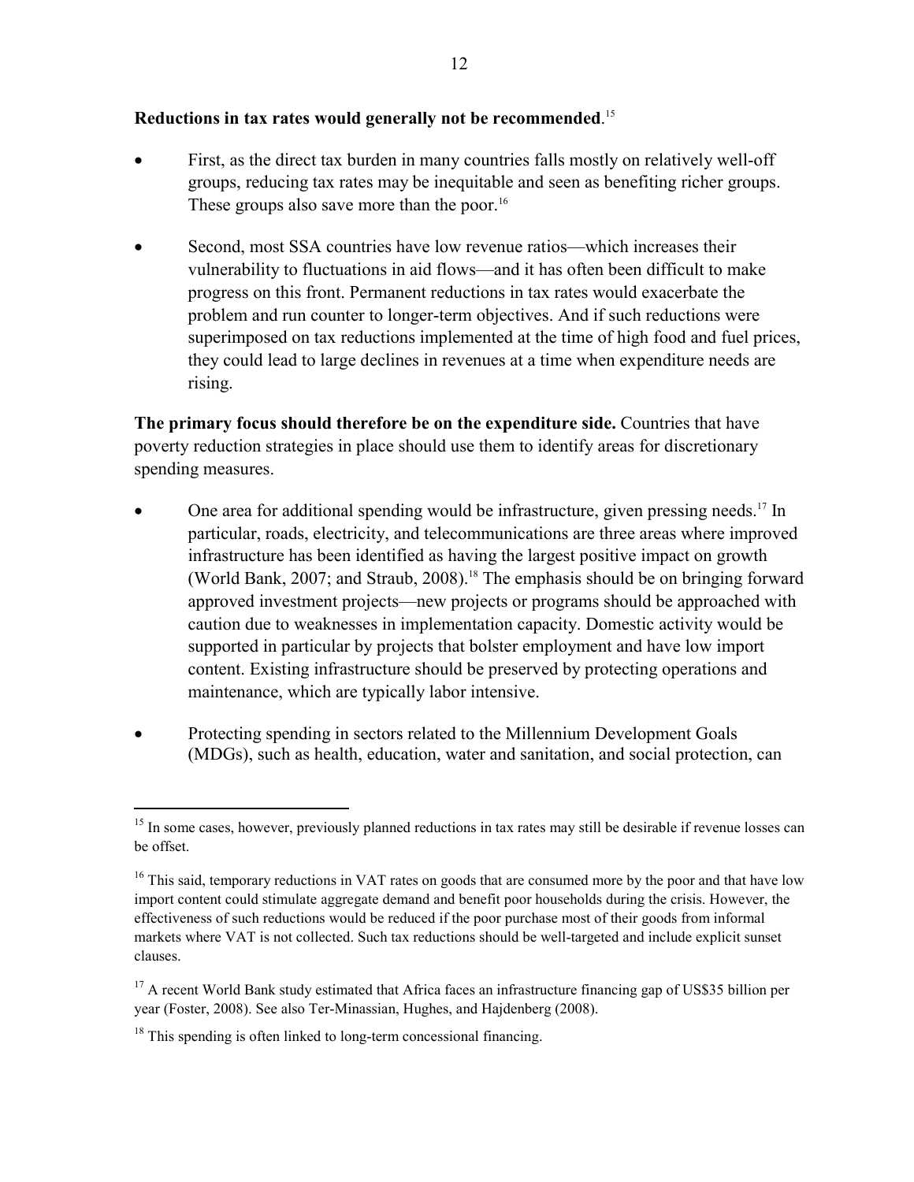**Reductions in tax rates would generally not be recommended**.[15]

- First, as the direct tax burden in many countries falls mostly on relatively well-off groups, reducing tax rates may be inequitable and seen as benefiting richer groups. These groups also save more than the poor.[16]

- Second, most SSA countries have low revenue ratios—which increases their vulnerability to fluctuations in aid flows—and it has often been difficult to make progress on this front. Permanent reductions in tax rates would exacerbate the problem and run counter to longer-term objectives. And if such reductions were superimposed on tax reductions implemented at the time of high food and fuel prices, they could lead to large declines in revenues at a time when expenditure needs are rising.

**The primary focus should therefore be on the expenditure side.** Countries that have poverty reduction strategies in place should use them to identify areas for discretionary spending measures.

- One area for additional spending would be infrastructure, given pressing needs.[17] In particular, roads, electricity, and telecommunications are three areas where improved infrastructure has been identified as having the largest positive impact on growth (World Bank, 2007; and Straub, 2008).[18] The emphasis should be on bringing forward approved investment projects—new projects or programs should be approached with caution due to weaknesses in implementation capacity. Domestic activity would be supported in particular by projects that bolster employment and have low import content. Existing infrastructure should be preserved by protecting operations and maintenance, which are typically labor intensive.

- Protecting spending in sectors related to the Millennium Development Goals (MDGs), such as health, education, water and sanitation, and social protection, can

---

[15] In some cases, however, previously planned reductions in tax rates may still be desirable if revenue losses can be offset.

[16] This said, temporary reductions in VAT rates on goods that are consumed more by the poor and that have low import content could stimulate aggregate demand and benefit poor households during the crisis. However, the effectiveness of such reductions would be reduced if the poor purchase most of their goods from informal markets where VAT is not collected. Such tax reductions should be well-targeted and include explicit sunset clauses.

[17] A recent World Bank study estimated that Africa faces an infrastructure financing gap of US$35 billion per year (Foster, 2008). See also Ter-Minassian, Hughes, and Hajdenberg (2008).

[18] This spending is often linked to long-term concessional financing.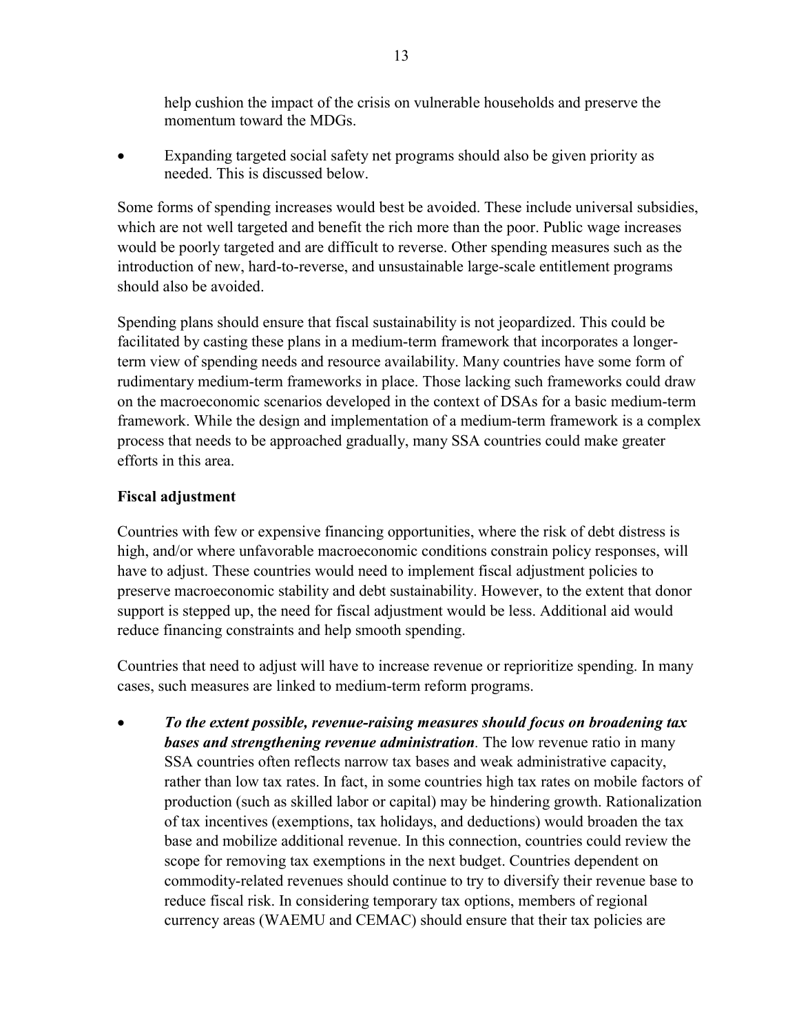help cushion the impact of the crisis on vulnerable households and preserve the momentum toward the MDGs.

- Expanding targeted social safety net programs should also be given priority as needed. This is discussed below.

Some forms of spending increases would best be avoided. These include universal subsidies, which are not well targeted and benefit the rich more than the poor. Public wage increases would be poorly targeted and are difficult to reverse. Other spending measures such as the introduction of new, hard-to-reverse, and unsustainable large-scale entitlement programs should also be avoided.

Spending plans should ensure that fiscal sustainability is not jeopardized. This could be facilitated by casting these plans in a medium-term framework that incorporates a longer-term view of spending needs and resource availability. Many countries have some form of rudimentary medium-term frameworks in place. Those lacking such frameworks could draw on the macroeconomic scenarios developed in the context of DSAs for a basic medium-term framework. While the design and implementation of a medium-term framework is a complex process that needs to be approached gradually, many SSA countries could make greater efforts in this area.

### Fiscal adjustment

Countries with few or expensive financing opportunities, where the risk of debt distress is high, and/or where unfavorable macroeconomic conditions constrain policy responses, will have to adjust. These countries would need to implement fiscal adjustment policies to preserve macroeconomic stability and debt sustainability. However, to the extent that donor support is stepped up, the need for fiscal adjustment would be less. Additional aid would reduce financing constraints and help smooth spending.

Countries that need to adjust will have to increase revenue or reprioritize spending. In many cases, such measures are linked to medium-term reform programs.

- ***To the extent possible, revenue-raising measures should focus on broadening tax bases and strengthening revenue administration***. The low revenue ratio in many SSA countries often reflects narrow tax bases and weak administrative capacity, rather than low tax rates. In fact, in some countries high tax rates on mobile factors of production (such as skilled labor or capital) may be hindering growth. Rationalization of tax incentives (exemptions, tax holidays, and deductions) would broaden the tax base and mobilize additional revenue. In this connection, countries could review the scope for removing tax exemptions in the next budget. Countries dependent on commodity-related revenues should continue to try to diversify their revenue base to reduce fiscal risk. In considering temporary tax options, members of regional currency areas (WAEMU and CEMAC) should ensure that their tax policies are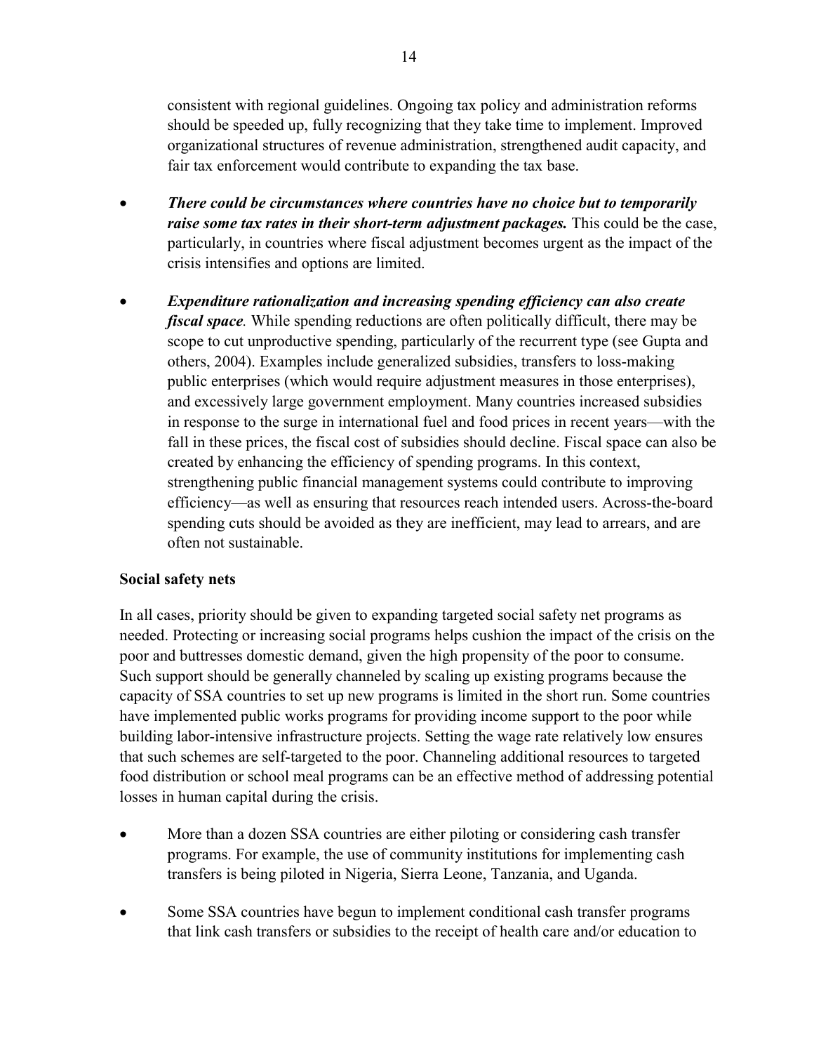consistent with regional guidelines. Ongoing tax policy and administration reforms should be speeded up, fully recognizing that they take time to implement. Improved organizational structures of revenue administration, strengthened audit capacity, and fair tax enforcement would contribute to expanding the tax base.

- ***There could be circumstances where countries have no choice but to temporarily raise some tax rates in their short-term adjustment packages.*** This could be the case, particularly, in countries where fiscal adjustment becomes urgent as the impact of the crisis intensifies and options are limited.

- ***Expenditure rationalization and increasing spending efficiency can also create fiscal space**.* While spending reductions are often politically difficult, there may be scope to cut unproductive spending, particularly of the recurrent type (see Gupta and others, 2004). Examples include generalized subsidies, transfers to loss-making public enterprises (which would require adjustment measures in those enterprises), and excessively large government employment. Many countries increased subsidies in response to the surge in international fuel and food prices in recent years—with the fall in these prices, the fiscal cost of subsidies should decline. Fiscal space can also be created by enhancing the efficiency of spending programs. In this context, strengthening public financial management systems could contribute to improving efficiency—as well as ensuring that resources reach intended users. Across-the-board spending cuts should be avoided as they are inefficient, may lead to arrears, and are often not sustainable.

**Social safety nets**

In all cases, priority should be given to expanding targeted social safety net programs as needed. Protecting or increasing social programs helps cushion the impact of the crisis on the poor and buttresses domestic demand, given the high propensity of the poor to consume. Such support should be generally channeled by scaling up existing programs because the capacity of SSA countries to set up new programs is limited in the short run. Some countries have implemented public works programs for providing income support to the poor while building labor-intensive infrastructure projects. Setting the wage rate relatively low ensures that such schemes are self-targeted to the poor. Channeling additional resources to targeted food distribution or school meal programs can be an effective method of addressing potential losses in human capital during the crisis.

- More than a dozen SSA countries are either piloting or considering cash transfer programs. For example, the use of community institutions for implementing cash transfers is being piloted in Nigeria, Sierra Leone, Tanzania, and Uganda.

- Some SSA countries have begun to implement conditional cash transfer programs that link cash transfers or subsidies to the receipt of health care and/or education to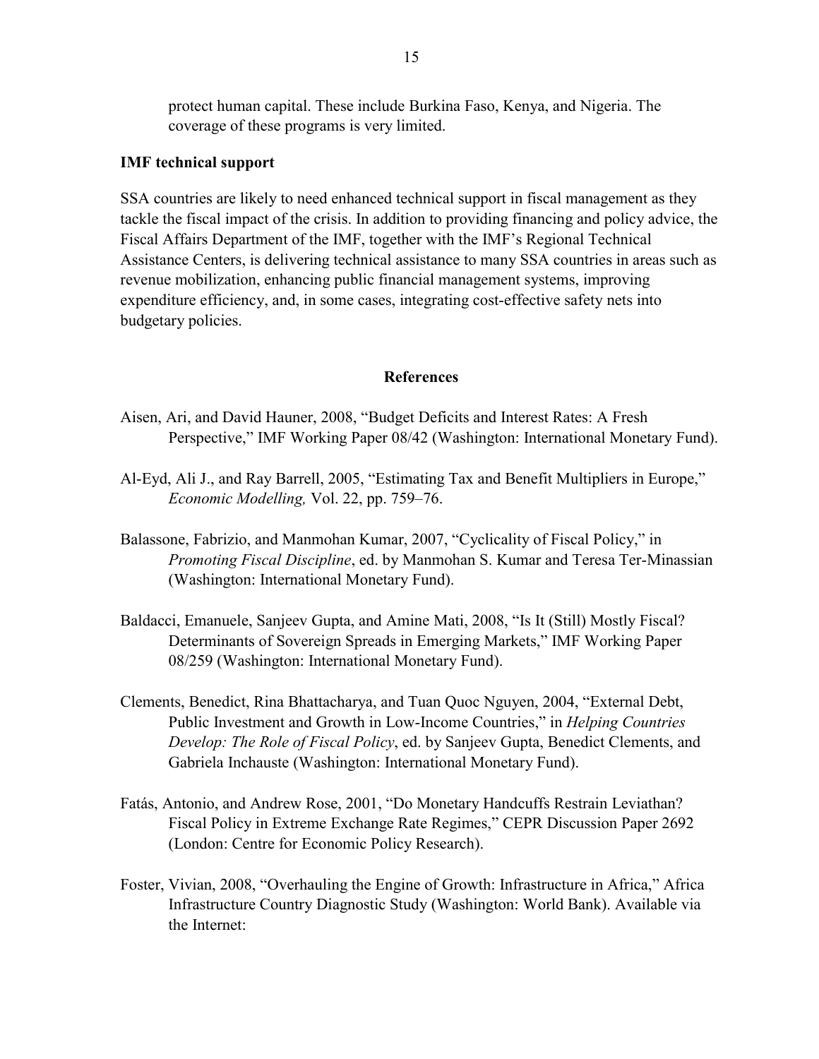protect human capital. These include Burkina Faso, Kenya, and Nigeria. The coverage of these programs is very limited.

**IMF technical support**

SSA countries are likely to need enhanced technical support in fiscal management as they tackle the fiscal impact of the crisis. In addition to providing financing and policy advice, the Fiscal Affairs Department of the IMF, together with the IMF's Regional Technical Assistance Centers, is delivering technical assistance to many SSA countries in areas such as revenue mobilization, enhancing public financial management systems, improving expenditure efficiency, and, in some cases, integrating cost-effective safety nets into budgetary policies.

## References

Aisen, Ari, and David Hauner, 2008, "Budget Deficits and Interest Rates: A Fresh Perspective," IMF Working Paper 08/42 (Washington: International Monetary Fund).

Al-Eyd, Ali J., and Ray Barrell, 2005, "Estimating Tax and Benefit Multipliers in Europe," *Economic Modelling,* Vol. 22, pp. 759–76.

Balassone, Fabrizio, and Manmohan Kumar, 2007, "Cyclicality of Fiscal Policy," in *Promoting Fiscal Discipline*, ed. by Manmohan S. Kumar and Teresa Ter-Minassian (Washington: International Monetary Fund).

Baldacci, Emanuele, Sanjeev Gupta, and Amine Mati, 2008, "Is It (Still) Mostly Fiscal? Determinants of Sovereign Spreads in Emerging Markets," IMF Working Paper 08/259 (Washington: International Monetary Fund).

Clements, Benedict, Rina Bhattacharya, and Tuan Quoc Nguyen, 2004, "External Debt, Public Investment and Growth in Low-Income Countries," in *Helping Countries Develop: The Role of Fiscal Policy*, ed. by Sanjeev Gupta, Benedict Clements, and Gabriela Inchauste (Washington: International Monetary Fund).

Fatás, Antonio, and Andrew Rose, 2001, "Do Monetary Handcuffs Restrain Leviathan? Fiscal Policy in Extreme Exchange Rate Regimes," CEPR Discussion Paper 2692 (London: Centre for Economic Policy Research).

Foster, Vivian, 2008, "Overhauling the Engine of Growth: Infrastructure in Africa," Africa Infrastructure Country Diagnostic Study (Washington: World Bank). Available via the Internet: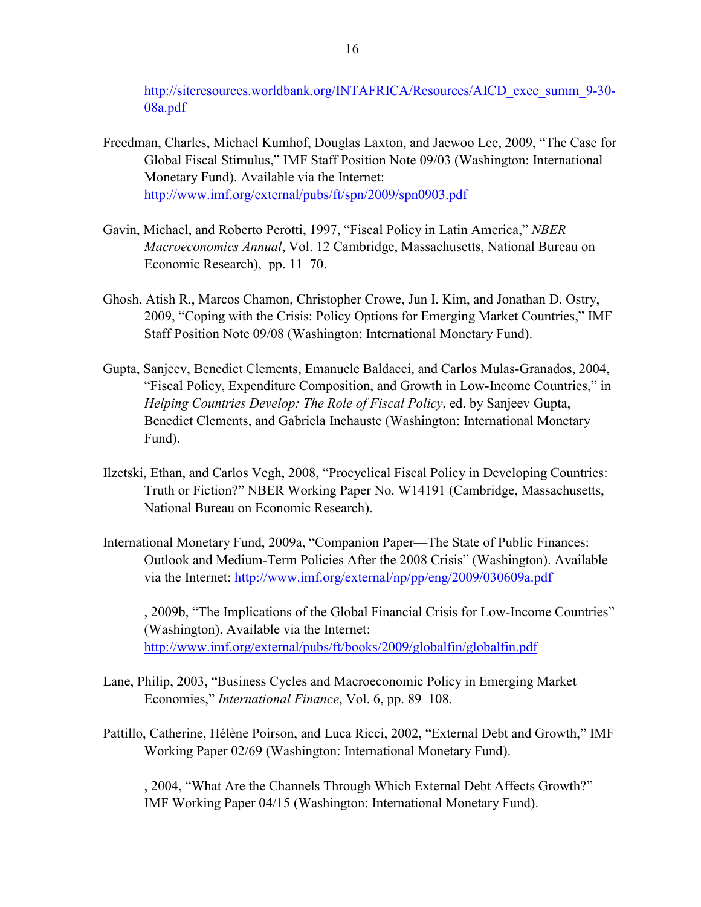http://siteresources.worldbank.org/INTAFRICA/Resources/AICD_exec_summ_9-30-08a.pdf

Freedman, Charles, Michael Kumhof, Douglas Laxton, and Jaewoo Lee, 2009, "The Case for Global Fiscal Stimulus," IMF Staff Position Note 09/03 (Washington: International Monetary Fund). Available via the Internet: http://www.imf.org/external/pubs/ft/spn/2009/spn0903.pdf

Gavin, Michael, and Roberto Perotti, 1997, "Fiscal Policy in Latin America," *NBER Macroeconomics Annual*, Vol. 12 Cambridge, Massachusetts, National Bureau on Economic Research), pp. 11–70.

Ghosh, Atish R., Marcos Chamon, Christopher Crowe, Jun I. Kim, and Jonathan D. Ostry, 2009, "Coping with the Crisis: Policy Options for Emerging Market Countries," IMF Staff Position Note 09/08 (Washington: International Monetary Fund).

Gupta, Sanjeev, Benedict Clements, Emanuele Baldacci, and Carlos Mulas-Granados, 2004, "Fiscal Policy, Expenditure Composition, and Growth in Low-Income Countries," in *Helping Countries Develop: The Role of Fiscal Policy*, ed. by Sanjeev Gupta, Benedict Clements, and Gabriela Inchauste (Washington: International Monetary Fund).

Ilzetski, Ethan, and Carlos Vegh, 2008, "Procyclical Fiscal Policy in Developing Countries: Truth or Fiction?" NBER Working Paper No. W14191 (Cambridge, Massachusetts, National Bureau on Economic Research).

International Monetary Fund, 2009a, "Companion Paper—The State of Public Finances: Outlook and Medium-Term Policies After the 2008 Crisis" (Washington). Available via the Internet: http://www.imf.org/external/np/pp/eng/2009/030609a.pdf

———, 2009b, "The Implications of the Global Financial Crisis for Low-Income Countries" (Washington). Available via the Internet: http://www.imf.org/external/pubs/ft/books/2009/globalfin/globalfin.pdf

Lane, Philip, 2003, "Business Cycles and Macroeconomic Policy in Emerging Market Economies," *International Finance*, Vol. 6, pp. 89–108.

Pattillo, Catherine, Hélène Poirson, and Luca Ricci, 2002, "External Debt and Growth," IMF Working Paper 02/69 (Washington: International Monetary Fund).

———, 2004, "What Are the Channels Through Which External Debt Affects Growth?" IMF Working Paper 04/15 (Washington: International Monetary Fund).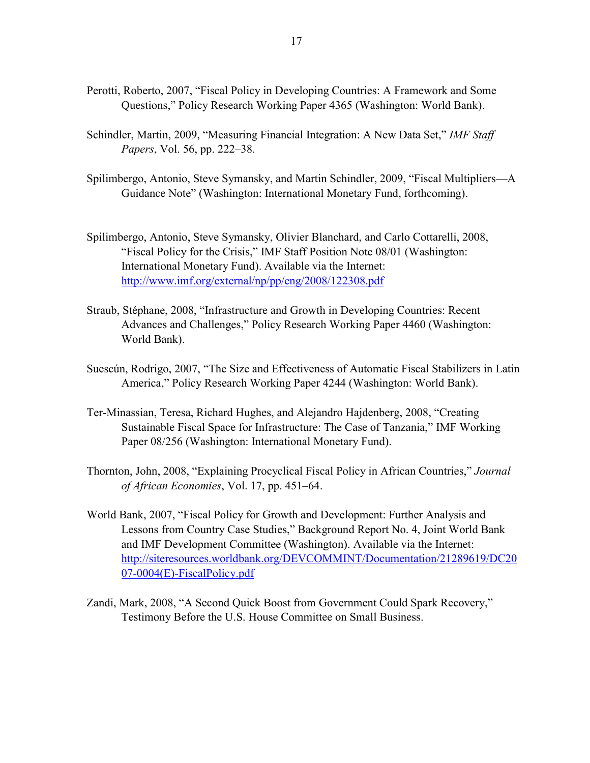Perotti, Roberto, 2007, "Fiscal Policy in Developing Countries: A Framework and Some Questions," Policy Research Working Paper 4365 (Washington: World Bank).

Schindler, Martin, 2009, "Measuring Financial Integration: A New Data Set," *IMF Staff Papers*, Vol. 56, pp. 222–38.

Spilimbergo, Antonio, Steve Symansky, and Martin Schindler, 2009, "Fiscal Multipliers—A Guidance Note" (Washington: International Monetary Fund, forthcoming).

Spilimbergo, Antonio, Steve Symansky, Olivier Blanchard, and Carlo Cottarelli, 2008, "Fiscal Policy for the Crisis," IMF Staff Position Note 08/01 (Washington: International Monetary Fund). Available via the Internet: http://www.imf.org/external/np/pp/eng/2008/122308.pdf

Straub, Stéphane, 2008, "Infrastructure and Growth in Developing Countries: Recent Advances and Challenges," Policy Research Working Paper 4460 (Washington: World Bank).

Suescún, Rodrigo, 2007, "The Size and Effectiveness of Automatic Fiscal Stabilizers in Latin America," Policy Research Working Paper 4244 (Washington: World Bank).

Ter-Minassian, Teresa, Richard Hughes, and Alejandro Hajdenberg, 2008, "Creating Sustainable Fiscal Space for Infrastructure: The Case of Tanzania," IMF Working Paper 08/256 (Washington: International Monetary Fund).

Thornton, John, 2008, "Explaining Procyclical Fiscal Policy in African Countries," *Journal of African Economies*, Vol. 17, pp. 451–64.

World Bank, 2007, "Fiscal Policy for Growth and Development: Further Analysis and Lessons from Country Case Studies," Background Report No. 4, Joint World Bank and IMF Development Committee (Washington). Available via the Internet: http://siteresources.worldbank.org/DEVCOMMINT/Documentation/21289619/DC2007-0004(E)-FiscalPolicy.pdf

Zandi, Mark, 2008, "A Second Quick Boost from Government Could Spark Recovery," Testimony Before the U.S. House Committee on Small Business.